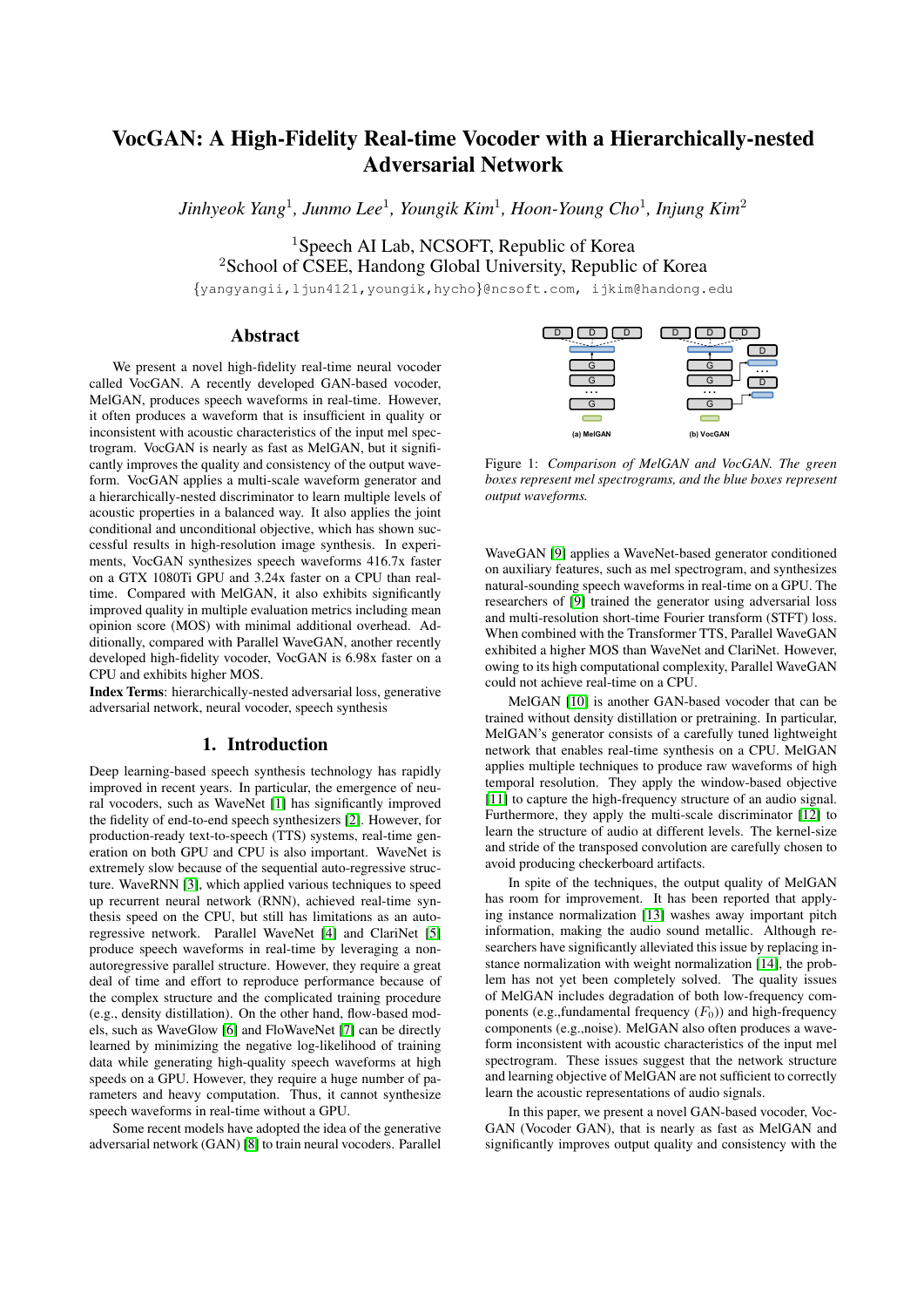# VocGAN: A High-Fidelity Real-time Vocoder with a Hierarchically-nested Adversarial Network

*Jinhyeok Yang*[1], *Junmo Lee*[1], *Youngik Kim*[1], *Hoon-Young Cho*[1], *Injung Kim*[2]

[1]Speech AI Lab, NCSOFT, Republic of Korea
[2]School of CSEE, Handong Global University, Republic of Korea

{yangyangii,ljun4121,youngik,hycho}@ncsoft.com, ijkim@handong.edu

## Abstract

We present a novel high-fidelity real-time neural vocoder called VocGAN. A recently developed GAN-based vocoder, MelGAN, produces speech waveforms in real-time. However, it often produces a waveform that is insufficient in quality or inconsistent with acoustic characteristics of the input mel spectrogram. VocGAN is nearly as fast as MelGAN, but it significantly improves the quality and consistency of the output waveform. VocGAN applies a multi-scale waveform generator and a hierarchically-nested discriminator to learn multiple levels of acoustic properties in a balanced way. It also applies the joint conditional and unconditional objective, which has shown successful results in high-resolution image synthesis. In experiments, VocGAN synthesizes speech waveforms 416.7x faster on a GTX 1080Ti GPU and 3.24x faster on a CPU than real-time. Compared with MelGAN, it also exhibits significantly improved quality in multiple evaluation metrics including mean opinion score (MOS) with minimal additional overhead. Additionally, compared with Parallel WaveGAN, another recently developed high-fidelity vocoder, VocGAN is 6.98x faster on a CPU and exhibits higher MOS.

**Index Terms**: hierarchically-nested adversarial loss, generative adversarial network, neural vocoder, speech synthesis

## 1. Introduction

Deep learning-based speech synthesis technology has rapidly improved in recent years. In particular, the emergence of neural vocoders, such as WaveNet [1] has significantly improved the fidelity of end-to-end speech synthesizers [2]. However, for production-ready text-to-speech (TTS) systems, real-time generation on both GPU and CPU is also important. WaveNet is extremely slow because of the sequential auto-regressive structure. WaveRNN [3], which applied various techniques to speed up recurrent neural network (RNN), achieved real-time synthesis speed on the CPU, but still has limitations as an auto-regressive network. Parallel WaveNet [4] and ClariNet [5] produce speech waveforms in real-time by leveraging a non-autoregressive parallel structure. However, they require a great deal of time and effort to reproduce performance because of the complex structure and the complicated training procedure (e.g., density distillation). On the other hand, flow-based models, such as WaveGlow [6] and FloWaveNet [7] can be directly learned by minimizing the negative log-likelihood of training data while generating high-quality speech waveforms at high speeds on a GPU. However, they require a huge number of parameters and heavy computation. Thus, it cannot synthesize speech waveforms in real-time without a GPU.

Some recent models have adopted the idea of the generative adversarial network (GAN) [8] to train neural vocoders. Parallel

D D D
G
G
G
(a) MelGAN

D D D
D
G
D
G
G
(b) VocGAN

Figure 1: *Comparison of MelGAN and VocGAN. The green boxes represent mel spectrograms, and the blue boxes represent output waveforms.*

WaveGAN [9] applies a WaveNet-based generator conditioned on auxiliary features, such as mel spectrogram, and synthesizes natural-sounding speech waveforms in real-time on a GPU. The researchers of [9] trained the generator using adversarial loss and multi-resolution short-time Fourier transform (STFT) loss. When combined with the Transformer TTS, Parallel WaveGAN exhibited a higher MOS than WaveNet and ClariNet. However, owing to its high computational complexity, Parallel WaveGAN could not achieve real-time on a CPU.

MelGAN [10] is another GAN-based vocoder that can be trained without density distillation or pretraining. In particular, MelGAN's generator consists of a carefully tuned lightweight network that enables real-time synthesis on a CPU. MelGAN applies multiple techniques to produce raw waveforms of high temporal resolution. They apply the window-based objective [11] to capture the high-frequency structure of an audio signal. Furthermore, they apply the multi-scale discriminator [12] to learn the structure of audio at different levels. The kernel-size and stride of the transposed convolution are carefully chosen to avoid producing checkerboard artifacts.

In spite of the techniques, the output quality of MelGAN has room for improvement. It has been reported that applying instance normalization [13] washes away important pitch information, making the audio sound metallic. Although researchers have significantly alleviated this issue by replacing instance normalization with weight normalization [14], the problem has not yet been completely solved. The quality issues of MelGAN includes degradation of both low-frequency components (e.g.,fundamental frequency ($F_0$)) and high-frequency components (e.g.,noise). MelGAN also often produces a waveform inconsistent with acoustic characteristics of the input mel spectrogram. These issues suggest that the network structure and learning objective of MelGAN are not sufficient to correctly learn the acoustic representations of audio signals.

In this paper, we present a novel GAN-based vocoder, VocGAN (Vocoder GAN), that is nearly as fast as MelGAN and significantly improves output quality and consistency with the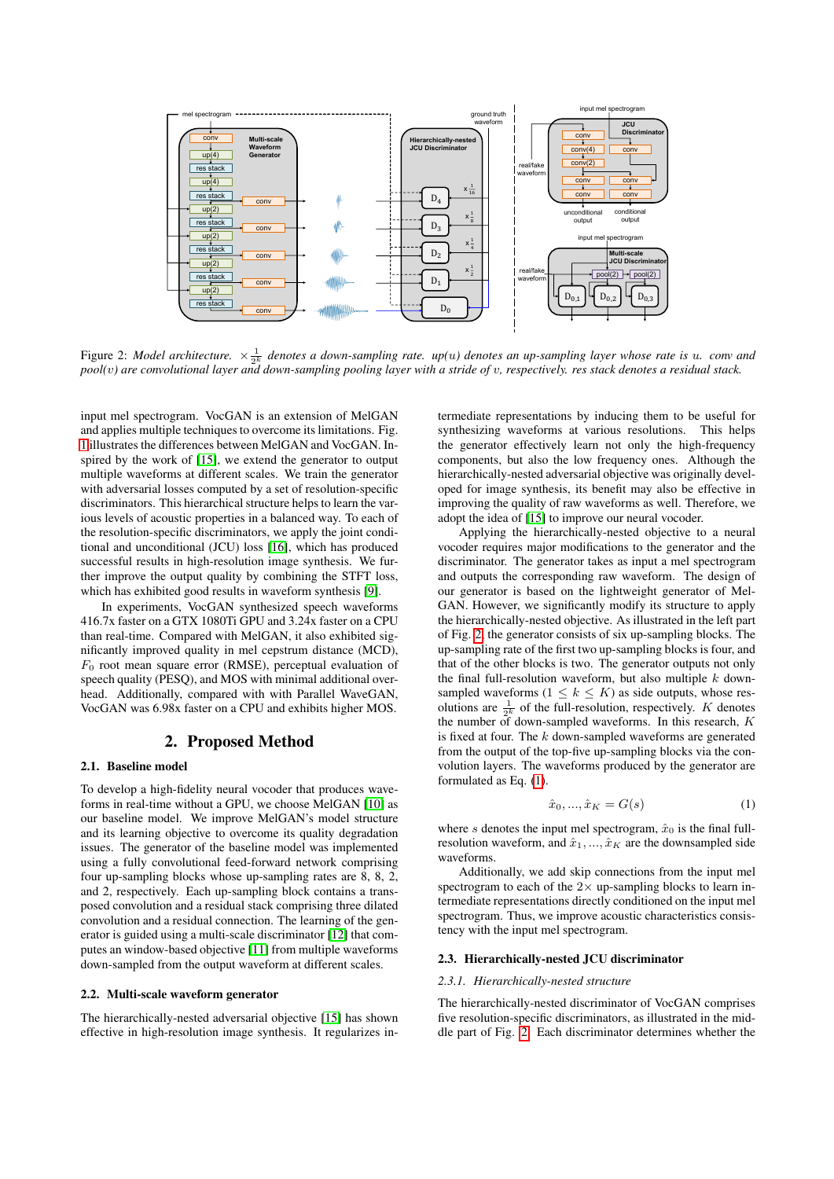Figure 2: *Model architecture.* $\times\frac{1}{2^k}$ *denotes a down-sampling rate. up(u) denotes an up-sampling layer whose rate is u. conv and pool(v) are convolutional layer and down-sampling pooling layer with a stride of v, respectively. res stack denotes a residual stack.*

input mel spectrogram. VocGAN is an extension of MelGAN and applies multiple techniques to overcome its limitations. Fig. 1 illustrates the differences between MelGAN and VocGAN. Inspired by the work of [15], we extend the generator to output multiple waveforms at different scales. We train the generator with adversarial losses computed by a set of resolution-specific discriminators. This hierarchical structure helps to learn the various levels of acoustic properties in a balanced way. To each of the resolution-specific discriminators, we apply the joint conditional and unconditional (JCU) loss [16], which has produced successful results in high-resolution image synthesis. We further improve the output quality by combining the STFT loss, which has exhibited good results in waveform synthesis [9].

In experiments, VocGAN synthesized speech waveforms 416.7x faster on a GTX 1080Ti GPU and 3.24x faster on a CPU than real-time. Compared with MelGAN, it also exhibited significantly improved quality in mel cepstrum distance (MCD), $F_0$ root mean square error (RMSE), perceptual evaluation of speech quality (PESQ), and MOS with minimal additional overhead. Additionally, compared with with Parallel WaveGAN, VocGAN was 6.98x faster on a CPU and exhibits higher MOS.

## 2. Proposed Method

### 2.1. Baseline model

To develop a high-fidelity neural vocoder that produces waveforms in real-time without a GPU, we choose MelGAN [10] as our baseline model. We improve MelGAN's model structure and its learning objective to overcome its quality degradation issues. The generator of the baseline model was implemented using a fully convolutional feed-forward network comprising four up-sampling blocks whose up-sampling rates are 8, 8, 2, and 2, respectively. Each up-sampling block contains a transposed convolution and a residual stack comprising three dilated convolution and a residual connection. The learning of the generator is guided using a multi-scale discriminator [12] that computes an window-based objective [11] from multiple waveforms down-sampled from the output waveform at different scales.

### 2.2. Multi-scale waveform generator

The hierarchically-nested adversarial objective [15] has shown effective in high-resolution image synthesis. It regularizes intermediate representations by inducing them to be useful for synthesizing waveforms at various resolutions. This helps the generator effectively learn not only the high-frequency components, but also the low frequency ones. Although the hierarchically-nested adversarial objective was originally developed for image synthesis, its benefit may also be effective in improving the quality of raw waveforms as well. Therefore, we adopt the idea of [15] to improve our neural vocoder.

Applying the hierarchically-nested objective to a neural vocoder requires major modifications to the generator and the discriminator. The generator takes as input a mel spectrogram and outputs the corresponding raw waveform. The design of our generator is based on the lightweight generator of MelGAN. However, we significantly modify its structure to apply the hierarchically-nested objective. As illustrated in the left part of Fig. 2, the generator consists of six up-sampling blocks. The up-sampling rate of the first two up-sampling blocks is four, and that of the other blocks is two. The generator outputs not only the final full-resolution waveform, but also multiple $k$ down-sampled waveforms ($1 \leq k \leq K$) as side outputs, whose resolutions are $\frac{1}{2^k}$ of the full-resolution, respectively. $K$ denotes the number of down-sampled waveforms. In this research, $K$ is fixed at four. The $k$ down-sampled waveforms are generated from the output of the top-five up-sampling blocks via the convolution layers. The waveforms produced by the generator are formulated as Eq. (1).

$$\hat{x}_0, ..., \hat{x}_K = G(s) \tag{1}$$

where $s$ denotes the input mel spectrogram, $\hat{x}_0$ is the final full-resolution waveform, and $\hat{x}_1, ..., \hat{x}_K$ are the downsampled side waveforms.

Additionally, we add skip connections from the input mel spectrogram to each of the $2\times$ up-sampling blocks to learn intermediate representations directly conditioned on the input mel spectrogram. Thus, we improve acoustic characteristics consistency with the input mel spectrogram.

### 2.3. Hierarchically-nested JCU discriminator

#### 2.3.1. Hierarchically-nested structure

The hierarchically-nested discriminator of VocGAN comprises five resolution-specific discriminators, as illustrated in the middle part of Fig. 2. Each discriminator determines whether the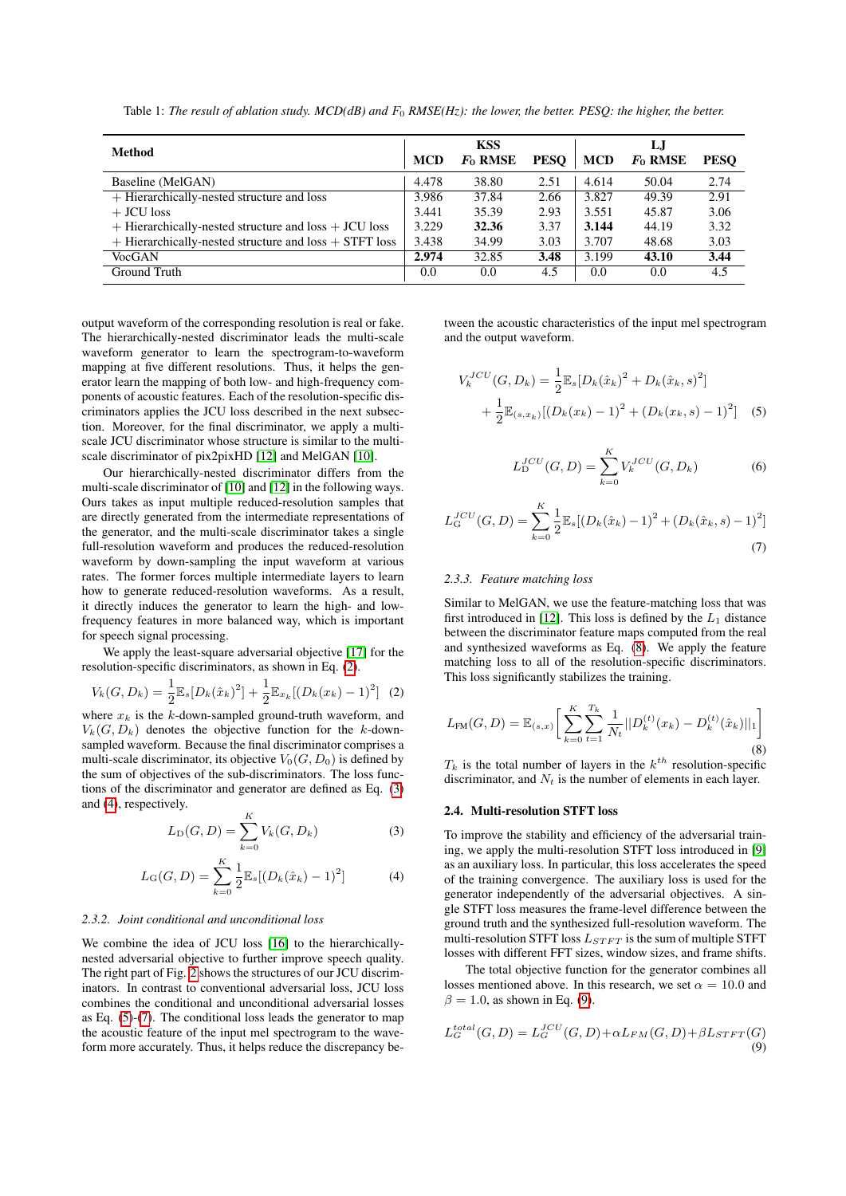Table 1: *The result of ablation study. MCD(dB) and $F_0$ RMSE(Hz): the lower, the better. PESQ: the higher, the better.*

| Method | KSS | | | LJ | | |
|---|---|---|---|---|---|---|
| | MCD | $F_0$ RMSE | PESQ | MCD | $F_0$ RMSE | PESQ |
| Baseline (MelGAN) | 4.478 | 38.80 | 2.51 | 4.614 | 50.04 | 2.74 |
| + Hierarchically-nested structure and loss | 3.986 | 37.84 | 2.66 | 3.827 | 49.39 | 2.91 |
| + JCU loss | 3.441 | 35.39 | 2.93 | 3.551 | 45.87 | 3.06 |
| + Hierarchically-nested structure and loss + JCU loss | 3.229 | **32.36** | 3.37 | **3.144** | 44.19 | 3.32 |
| + Hierarchically-nested structure and loss + STFT loss | 3.438 | 34.99 | 3.03 | 3.707 | 48.68 | 3.03 |
| VocGAN | **2.974** | 32.85 | **3.48** | 3.199 | **43.10** | **3.44** |
| Ground Truth | 0.0 | 0.0 | 4.5 | 0.0 | 0.0 | 4.5 |

output waveform of the corresponding resolution is real or fake. The hierarchically-nested discriminator leads the multi-scale waveform generator to learn the spectrogram-to-waveform mapping at five different resolutions. Thus, it helps the generator learn the mapping of both low- and high-frequency components of acoustic features. Each of the resolution-specific discriminators applies the JCU loss described in the next subsection. Moreover, for the final discriminator, we apply a multi-scale JCU discriminator whose structure is similar to the multi-scale discriminator of pix2pixHD [12] and MelGAN [10].

Our hierarchically-nested discriminator differs from the multi-scale discriminator of [10] and [12] in the following ways. Ours takes as input multiple reduced-resolution samples that are directly generated from the intermediate representations of the generator, and the multi-scale discriminator takes a single full-resolution waveform and produces the reduced-resolution waveform by down-sampling the input waveform at various rates. The former forces multiple intermediate layers to learn how to generate reduced-resolution waveforms. As a result, it directly induces the generator to learn the high- and low-frequency features in more balanced way, which is important for speech signal processing.

We apply the least-square adversarial objective [17] for the resolution-specific discriminators, as shown in Eq. (2).

$$V_k(G, D_k) = \frac{1}{2}\mathbb{E}_s[D_k(\hat{x}_k)^2] + \frac{1}{2}\mathbb{E}_{x_k}[(D_k(x_k) - 1)^2] \quad (2)$$

where $x_k$ is the $k$-down-sampled ground-truth waveform, and $V_k(G, D_k)$ denotes the objective function for the $k$-down-sampled waveform. Because the final discriminator comprises a multi-scale discriminator, its objective $V_0(G, D_0)$ is defined by the sum of objectives of the sub-discriminators. The loss functions of the discriminator and generator are defined as Eq. (3) and (4), respectively.

$$L_{\mathrm{D}}(G, D) = \sum_{k=0}^{K} V_k(G, D_k) \quad (3)$$

$$L_{\mathrm{G}}(G, D) = \sum_{k=0}^{K} \frac{1}{2}\mathbb{E}_s[(D_k(\hat{x}_k) - 1)^2] \quad (4)$$

#### 2.3.2. Joint conditional and unconditional loss

We combine the idea of JCU loss [16] to the hierarchically-nested adversarial objective to further improve speech quality. The right part of Fig. 2 shows the structures of our JCU discriminators. In contrast to conventional adversarial loss, JCU loss combines the conditional and unconditional adversarial losses as Eq. (5)-(7). The conditional loss leads the generator to map the acoustic feature of the input mel spectrogram to the waveform more accurately. Thus, it helps reduce the discrepancy between the acoustic characteristics of the input mel spectrogram and the output waveform.

$$V_k^{JCU}(G, D_k) = \frac{1}{2}\mathbb{E}_s[D_k(\hat{x}_k)^2 + D_k(\hat{x}_k, s)^2] + \frac{1}{2}\mathbb{E}_{(s,x_k)}[(D_k(x_k) - 1)^2 + (D_k(x_k, s) - 1)^2] \quad (5)$$

$$L_{\mathrm{D}}^{JCU}(G, D) = \sum_{k=0}^{K} V_k^{JCU}(G, D_k) \quad (6)$$

$$L_{\mathrm{G}}^{JCU}(G, D) = \sum_{k=0}^{K} \frac{1}{2}\mathbb{E}_s[(D_k(\hat{x}_k) - 1)^2 + (D_k(\hat{x}_k, s) - 1)^2] \quad (7)$$

#### 2.3.3. Feature matching loss

Similar to MelGAN, we use the feature-matching loss that was first introduced in [12]. This loss is defined by the $L_1$ distance between the discriminator feature maps computed from the real and synthesized waveforms as Eq. (8). We apply the feature matching loss to all of the resolution-specific discriminators. This loss significantly stabilizes the training.

$$L_{\mathrm{FM}}(G, D) = \mathbb{E}_{(s,x)}\left[\sum_{k=0}^{K}\sum_{t=1}^{T_k} \frac{1}{N_t}||D_k^{(t)}(x_k) - D_k^{(t)}(\hat{x}_k)||_1\right] \quad (8)$$

$T_k$ is the total number of layers in the $k^{th}$ resolution-specific discriminator, and $N_t$ is the number of elements in each layer.

### 2.4. Multi-resolution STFT loss

To improve the stability and efficiency of the adversarial training, we apply the multi-resolution STFT loss introduced in [9] as an auxiliary loss. In particular, this loss accelerates the speed of the training convergence. The auxiliary loss is used for the generator independently of the adversarial objectives. A single STFT loss measures the frame-level difference between the ground truth and the synthesized full-resolution waveform. The multi-resolution STFT loss $L_{STFT}$ is the sum of multiple STFT losses with different FFT sizes, window sizes, and frame shifts.

The total objective function for the generator combines all losses mentioned above. In this research, we set $\alpha = 10.0$ and $\beta = 1.0$, as shown in Eq. (9).

$$L_G^{total}(G, D) = L_G^{JCU}(G, D) + \alpha L_{FM}(G, D) + \beta L_{STFT}(G) \quad (9)$$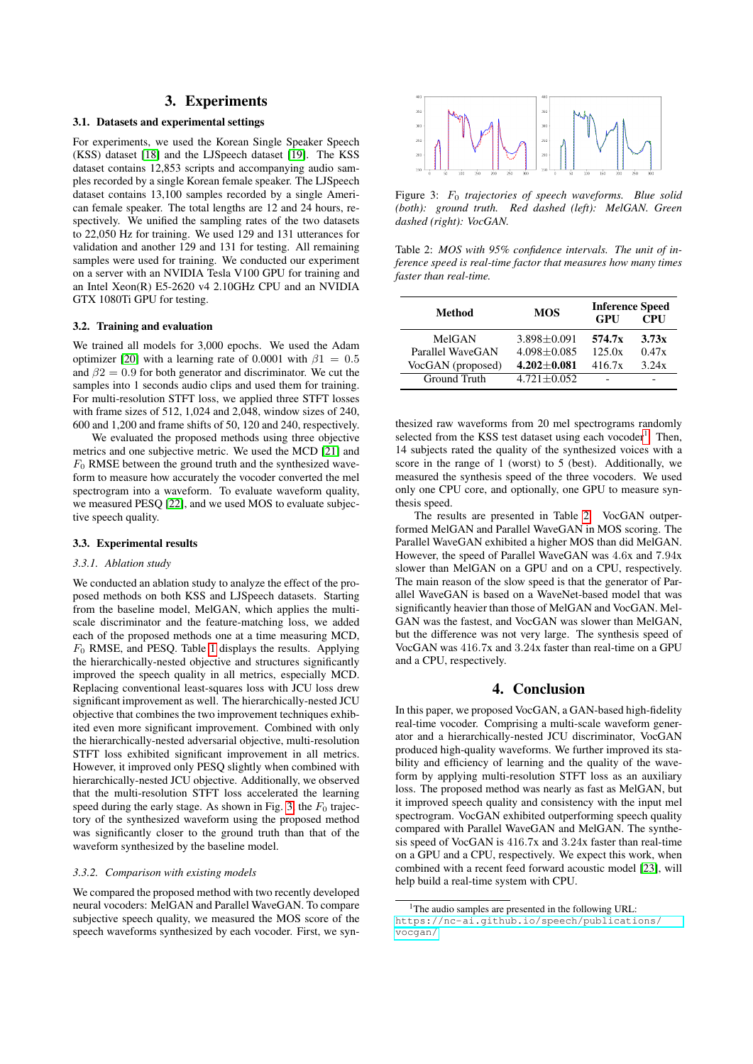# 3. Experiments

## 3.1. Datasets and experimental settings

For experiments, we used the Korean Single Speaker Speech (KSS) dataset [18] and the LJSpeech dataset [19]. The KSS dataset contains 12,853 scripts and accompanying audio samples recorded by a single Korean female speaker. The LJSpeech dataset contains 13,100 samples recorded by a single American female speaker. The total lengths are 12 and 24 hours, respectively. We unified the sampling rates of the two datasets to 22,050 Hz for training. We used 129 and 131 utterances for validation and another 129 and 131 for testing. All remaining samples were used for training. We conducted our experiment on a server with an NVIDIA Tesla V100 GPU for training and an Intel Xeon(R) E5-2620 v4 2.10GHz CPU and an NVIDIA GTX 1080Ti GPU for testing.

## 3.2. Training and evaluation

We trained all models for 3,000 epochs. We used the Adam optimizer [20] with a learning rate of 0.0001 with $\beta 1 = 0.5$ and $\beta 2 = 0.9$ for both generator and discriminator. We cut the samples into 1 seconds audio clips and used them for training. For multi-resolution STFT loss, we applied three STFT losses with frame sizes of 512, 1,024 and 2,048, window sizes of 240, 600 and 1,200 and frame shifts of 50, 120 and 240, respectively.

We evaluated the proposed methods using three objective metrics and one subjective metric. We used the MCD [21] and $F_0$ RMSE between the ground truth and the synthesized waveform to measure how accurately the vocoder converted the mel spectrogram into a waveform. To evaluate waveform quality, we measured PESQ [22], and we used MOS to evaluate subjective speech quality.

## 3.3. Experimental results

### 3.3.1. Ablation study

We conducted an ablation study to analyze the effect of the proposed methods on both KSS and LJSpeech datasets. Starting from the baseline model, MelGAN, which applies the multi-scale discriminator and the feature-matching loss, we added each of the proposed methods one at a time measuring MCD, $F_0$ RMSE, and PESQ. Table 1 displays the results. Applying the hierarchically-nested objective and structures significantly improved the speech quality in all metrics, especially MCD. Replacing conventional least-squares loss with JCU loss drew significant improvement as well. The hierarchically-nested JCU objective that combines the two improvement techniques exhibited even more significant improvement. Combined with only the hierarchically-nested adversarial objective, multi-resolution STFT loss exhibited significant improvement in all metrics. However, it improved only PESQ slightly when combined with hierarchically-nested JCU objective. Additionally, we observed that the multi-resolution STFT loss accelerated the learning speed during the early stage. As shown in Fig. 3, the $F_0$ trajectory of the synthesized waveform using the proposed method was significantly closer to the ground truth than that of the waveform synthesized by the baseline model.

### 3.3.2. Comparison with existing models

We compared the proposed method with two recently developed neural vocoders: MelGAN and Parallel WaveGAN. To compare subjective speech quality, we measured the MOS score of the speech waveforms synthesized by each vocoder. First, we synthesized raw waveforms from 20 mel spectrograms randomly selected from the KSS test dataset using each vocoder[1]. Then, 14 subjects rated the quality of the synthesized voices with a score in the range of 1 (worst) to 5 (best). Additionally, we measured the synthesis speed of the three vocoders. We used only one CPU core, and optionally, one GPU to measure synthesis speed.

The results are presented in Table 2. VocGAN outperformed MelGAN and Parallel WaveGAN in MOS scoring. The Parallel WaveGAN exhibited a higher MOS than did MelGAN. However, the speed of Parallel WaveGAN was 4.6x and 7.94x slower than MelGAN on a GPU and on a CPU, respectively. The main reason of the slow speed is that the generator of Parallel WaveGAN is based on a WaveNet-based model that was significantly heavier than those of MelGAN and VocGAN. MelGAN was the fastest, and VocGAN was slower than MelGAN, but the difference was not very large. The synthesis speed of VocGAN was 416.7x and 3.24x faster than real-time on a GPU and a CPU, respectively.

Figure 3: *$F_0$ trajectories of speech waveforms. Blue solid (both): ground truth. Red dashed (left): MelGAN. Green dashed (right): VocGAN.*

Table 2: *MOS with 95% confidence intervals. The unit of inference speed is real-time factor that measures how many times faster than real-time.*

| Method | MOS | Inference Speed GPU | Inference Speed CPU |
|---|---|---|---|
| MelGAN | 3.898±0.091 | **574.7x** | **3.73x** |
| Parallel WaveGAN | 4.098±0.085 | 125.0x | 0.47x |
| VocGAN (proposed) | **4.202±0.081** | 416.7x | 3.24x |
| Ground Truth | 4.721±0.052 | - | - |

# 4. Conclusion

In this paper, we proposed VocGAN, a GAN-based high-fidelity real-time vocoder. Comprising a multi-scale waveform generator and a hierarchically-nested JCU discriminator, VocGAN produced high-quality waveforms. We further improved its stability and efficiency of learning and the quality of the waveform by applying multi-resolution STFT loss as an auxiliary loss. The proposed method was nearly as fast as MelGAN, but it improved speech quality and consistency with the input mel spectrogram. VocGAN exhibited outperforming speech quality compared with Parallel WaveGAN and MelGAN. The synthesis speed of VocGAN is 416.7x and 3.24x faster than real-time on a GPU and a CPU, respectively. We expect this work, when combined with a recent feed forward acoustic model [23], will help build a real-time system with CPU.

[1] The audio samples are presented in the following URL: https://nc-ai.github.io/speech/publications/vocgan/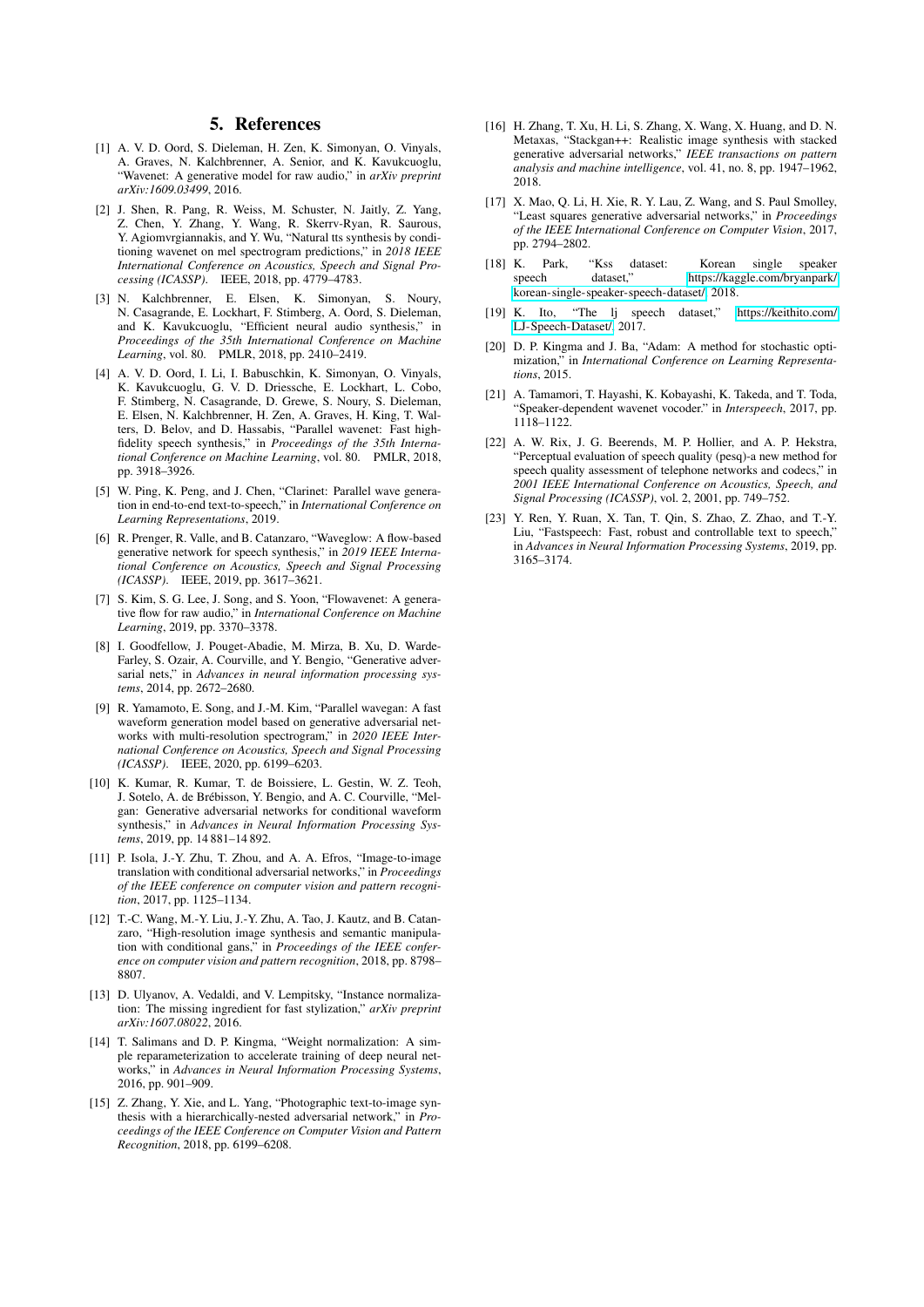## 5. References

[1] A. V. D. Oord, S. Dieleman, H. Zen, K. Simonyan, O. Vinyals, A. Graves, N. Kalchbrenner, A. Senior, and K. Kavukcuoglu, "Wavenet: A generative model for raw audio," in *arXiv preprint arXiv:1609.03499*, 2016.

[2] J. Shen, R. Pang, R. Weiss, M. Schuster, N. Jaitly, Z. Yang, Z. Chen, Y. Zhang, Y. Wang, R. Skerrv-Ryan, R. Saurous, Y. Agiomvrgiannakis, and Y. Wu, "Natural tts synthesis by conditioning wavenet on mel spectrogram predictions," in *2018 IEEE International Conference on Acoustics, Speech and Signal Processing (ICASSP)*. IEEE, 2018, pp. 4779–4783.

[3] N. Kalchbrenner, E. Elsen, K. Simonyan, S. Noury, N. Casagrande, E. Lockhart, F. Stimberg, A. Oord, S. Dieleman, and K. Kavukcuoglu, "Efficient neural audio synthesis," in *Proceedings of the 35th International Conference on Machine Learning*, vol. 80. PMLR, 2018, pp. 2410–2419.

[4] A. V. D. Oord, I. Li, I. Babuschkin, K. Simonyan, O. Vinyals, K. Kavukcuoglu, G. V. D. Driessche, E. Lockhart, L. Cobo, F. Stimberg, N. Casagrande, D. Grewe, S. Noury, S. Dieleman, E. Elsen, N. Kalchbrenner, H. Zen, A. Graves, H. King, T. Walters, D. Belov, and D. Hassabis, "Parallel wavenet: Fast high-fidelity speech synthesis," in *Proceedings of the 35th International Conference on Machine Learning*, vol. 80. PMLR, 2018, pp. 3918–3926.

[5] W. Ping, K. Peng, and J. Chen, "Clarinet: Parallel wave generation in end-to-end text-to-speech," in *International Conference on Learning Representations*, 2019.

[6] R. Prenger, R. Valle, and B. Catanzaro, "Waveglow: A flow-based generative network for speech synthesis," in *2019 IEEE International Conference on Acoustics, Speech and Signal Processing (ICASSP)*. IEEE, 2019, pp. 3617–3621.

[7] S. Kim, S. G. Lee, J. Song, and S. Yoon, "Flowavenet: A generative flow for raw audio," in *International Conference on Machine Learning*, 2019, pp. 3370–3378.

[8] I. Goodfellow, J. Pouget-Abadie, M. Mirza, B. Xu, D. Warde-Farley, S. Ozair, A. Courville, and Y. Bengio, "Generative adversarial nets," in *Advances in neural information processing systems*, 2014, pp. 2672–2680.

[9] R. Yamamoto, E. Song, and J.-M. Kim, "Parallel wavegan: A fast waveform generation model based on generative adversarial networks with multi-resolution spectrogram," in *2020 IEEE International Conference on Acoustics, Speech and Signal Processing (ICASSP)*. IEEE, 2020, pp. 6199–6203.

[10] K. Kumar, R. Kumar, T. de Boissiere, L. Gestin, W. Z. Teoh, J. Sotelo, A. de Brébisson, Y. Bengio, and A. C. Courville, "Melgan: Generative adversarial networks for conditional waveform synthesis," in *Advances in Neural Information Processing Systems*, 2019, pp. 14 881–14 892.

[11] P. Isola, J.-Y. Zhu, T. Zhou, and A. A. Efros, "Image-to-image translation with conditional adversarial networks," in *Proceedings of the IEEE conference on computer vision and pattern recognition*, 2017, pp. 1125–1134.

[12] T.-C. Wang, M.-Y. Liu, J.-Y. Zhu, A. Tao, J. Kautz, and B. Catanzaro, "High-resolution image synthesis and semantic manipulation with conditional gans," in *Proceedings of the IEEE conference on computer vision and pattern recognition*, 2018, pp. 8798–8807.

[13] D. Ulyanov, A. Vedaldi, and V. Lempitsky, "Instance normalization: The missing ingredient for fast stylization," *arXiv preprint arXiv:1607.08022*, 2016.

[14] T. Salimans and D. P. Kingma, "Weight normalization: A simple reparameterization to accelerate training of deep neural networks," in *Advances in Neural Information Processing Systems*, 2016, pp. 901–909.

[15] Z. Zhang, Y. Xie, and L. Yang, "Photographic text-to-image synthesis with a hierarchically-nested adversarial network," in *Proceedings of the IEEE Conference on Computer Vision and Pattern Recognition*, 2018, pp. 6199–6208.

[16] H. Zhang, T. Xu, H. Li, S. Zhang, X. Wang, X. Huang, and D. N. Metaxas, "Stackgan++: Realistic image synthesis with stacked generative adversarial networks," *IEEE transactions on pattern analysis and machine intelligence*, vol. 41, no. 8, pp. 1947–1962, 2018.

[17] X. Mao, Q. Li, H. Xie, R. Y. Lau, Z. Wang, and S. Paul Smolley, "Least squares generative adversarial networks," in *Proceedings of the IEEE International Conference on Computer Vision*, 2017, pp. 2794–2802.

[18] K. Park, "Kss dataset: Korean single speaker speech dataset," https://kaggle.com/bryanpark/korean-single-speaker-speech-dataset/, 2018.

[19] K. Ito, "The lj speech dataset," https://keithito.com/LJ-Speech-Dataset/, 2017.

[20] D. P. Kingma and J. Ba, "Adam: A method for stochastic optimization," in *International Conference on Learning Representations*, 2015.

[21] A. Tamamori, T. Hayashi, K. Kobayashi, K. Takeda, and T. Toda, "Speaker-dependent wavenet vocoder." in *Interspeech*, 2017, pp. 1118–1122.

[22] A. W. Rix, J. G. Beerends, M. P. Hollier, and A. P. Hekstra, "Perceptual evaluation of speech quality (pesq)-a new method for speech quality assessment of telephone networks and codecs," in *2001 IEEE International Conference on Acoustics, Speech, and Signal Processing (ICASSP)*, vol. 2, 2001, pp. 749–752.

[23] Y. Ren, Y. Ruan, X. Tan, T. Qin, S. Zhao, Z. Zhao, and T.-Y. Liu, "Fastspeech: Fast, robust and controllable text to speech," in *Advances in Neural Information Processing Systems*, 2019, pp. 3165–3174.